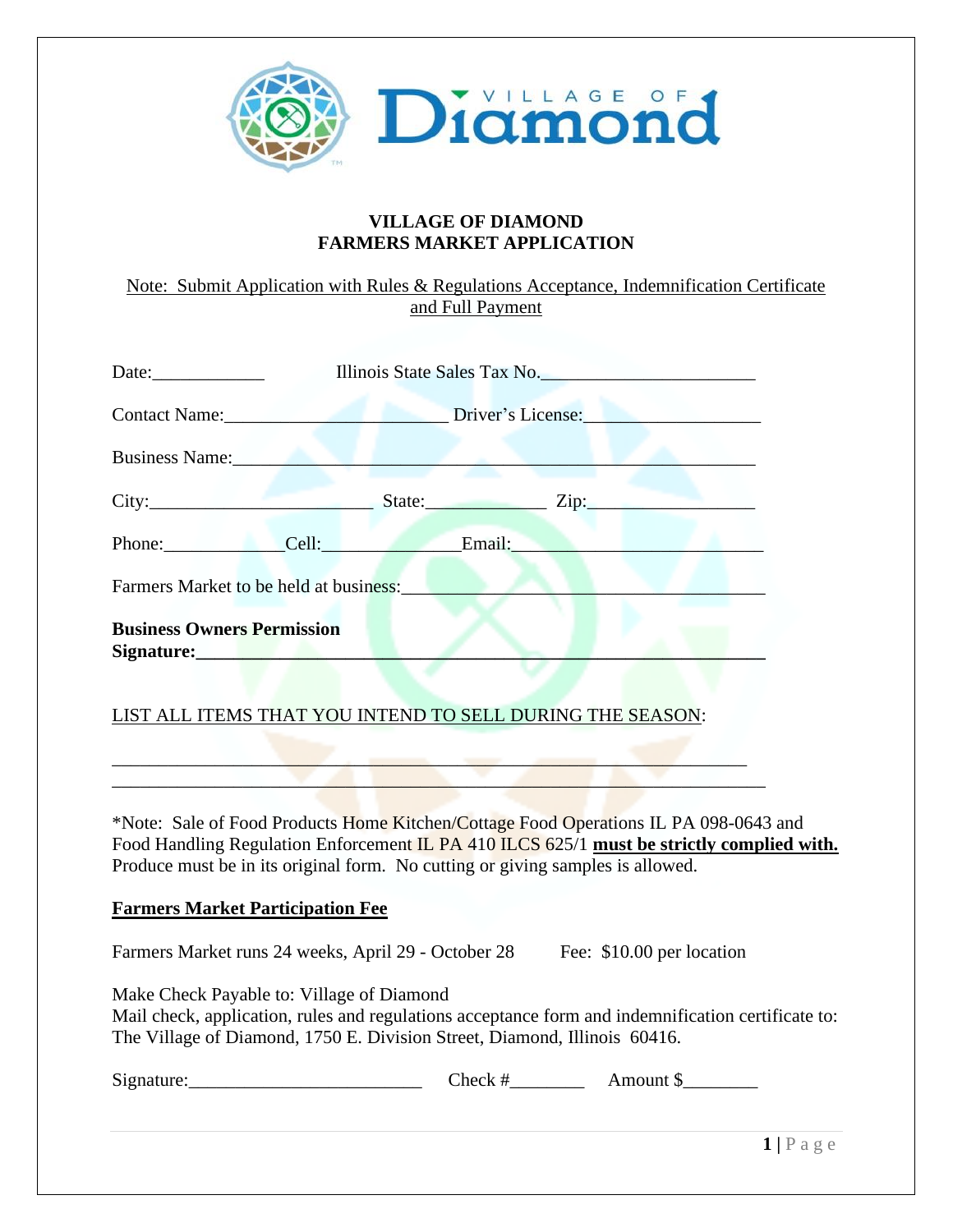# VILLAGE OF DIAMOND
# FARMERS MARKET APPLICATION

Note: Submit Application with Rules & Regulations Acceptance, Indemnification Certificate and Full Payment

Date:____________ Illinois State Sales Tax No.______________________

Contact Name:________________________ Driver's License:___________________

Business Name:_________________________________________________________

City:________________________ State:_____________ Zip:__________________

Phone:_____________Cell:_______________Email:__________________________

Farmers Market to be held at business:____________________________________

**Business Owners Permission Signature:_______________________________________________**

LIST ALL ITEMS THAT YOU INTEND TO SELL DURING THE SEASON:

_______________________________________________________________________

_______________________________________________________________________

*Note: Sale of Food Products Home Kitchen/Cottage Food Operations IL PA 098-0643 and Food Handling Regulation Enforcement IL PA 410 ILCS 625/1 **must be strictly complied with.** Produce must be in its original form. No cutting or giving samples is allowed.

**Farmers Market Participation Fee**

Farmers Market runs 24 weeks, April 29 - October 28 Fee: $10.00 per location

Make Check Payable to: Village of Diamond
Mail check, application, rules and regulations acceptance form and indemnification certificate to: The Village of Diamond, 1750 E. Division Street, Diamond, Illinois 60416.

Signature:_________________________ Check #________ Amount $________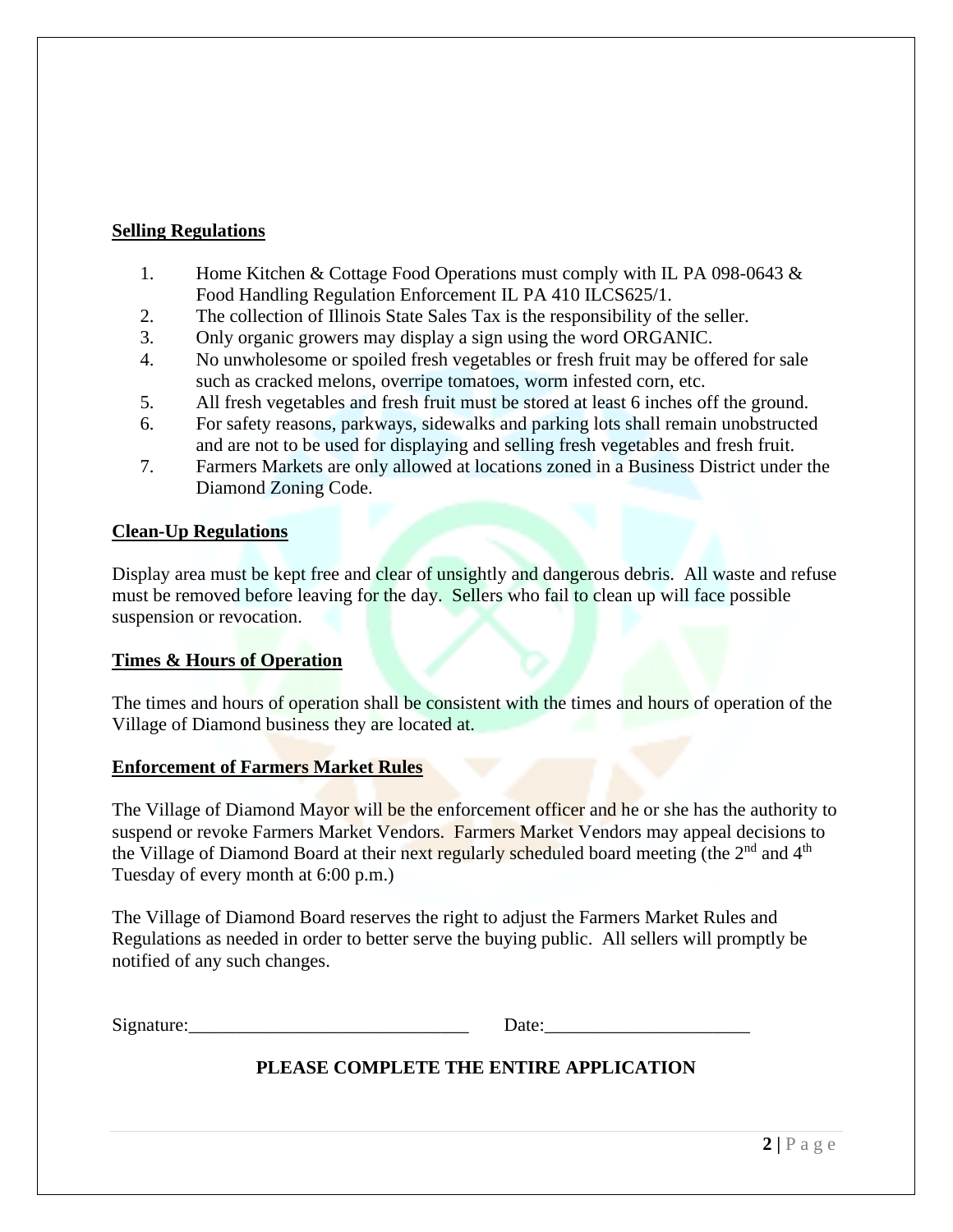## Selling Regulations

1. Home Kitchen & Cottage Food Operations must comply with IL PA 098-0643 & Food Handling Regulation Enforcement IL PA 410 ILCS625/1.
2. The collection of Illinois State Sales Tax is the responsibility of the seller.
3. Only organic growers may display a sign using the word ORGANIC.
4. No unwholesome or spoiled fresh vegetables or fresh fruit may be offered for sale such as cracked melons, overripe tomatoes, worm infested corn, etc.
5. All fresh vegetables and fresh fruit must be stored at least 6 inches off the ground.
6. For safety reasons, parkways, sidewalks and parking lots shall remain unobstructed and are not to be used for displaying and selling fresh vegetables and fresh fruit.
7. Farmers Markets are only allowed at locations zoned in a Business District under the Diamond Zoning Code.

## Clean-Up Regulations

Display area must be kept free and clear of unsightly and dangerous debris. All waste and refuse must be removed before leaving for the day. Sellers who fail to clean up will face possible suspension or revocation.

## Times & Hours of Operation

The times and hours of operation shall be consistent with the times and hours of operation of the Village of Diamond business they are located at.

## Enforcement of Farmers Market Rules

The Village of Diamond Mayor will be the enforcement officer and he or she has the authority to suspend or revoke Farmers Market Vendors. Farmers Market Vendors may appeal decisions to the Village of Diamond Board at their next regularly scheduled board meeting (the 2nd and 4th Tuesday of every month at 6:00 p.m.)

The Village of Diamond Board reserves the right to adjust the Farmers Market Rules and Regulations as needed in order to better serve the buying public. All sellers will promptly be notified of any such changes.

Signature:_______________________________ Date:______________________

**PLEASE COMPLETE THE ENTIRE APPLICATION**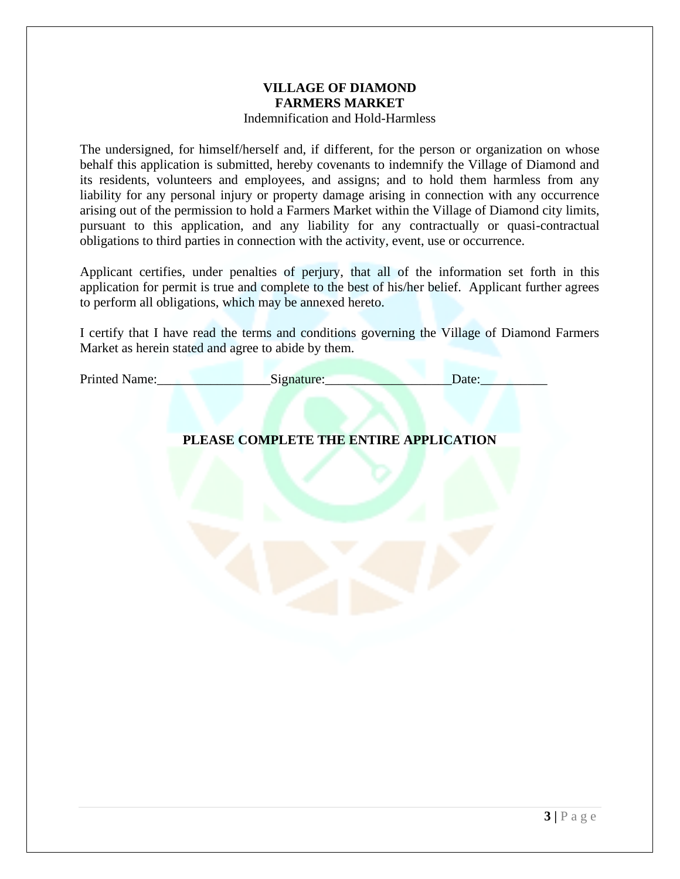**VILLAGE OF DIAMOND**
**FARMERS MARKET**
Indemnification and Hold-Harmless

The undersigned, for himself/herself and, if different, for the person or organization on whose behalf this application is submitted, hereby covenants to indemnify the Village of Diamond and its residents, volunteers and employees, and assigns; and to hold them harmless from any liability for any personal injury or property damage arising in connection with any occurrence arising out of the permission to hold a Farmers Market within the Village of Diamond city limits, pursuant to this application, and any liability for any contractually or quasi-contractual obligations to third parties in connection with the activity, event, use or occurrence.

Applicant certifies, under penalties of perjury, that all of the information set forth in this application for permit is true and complete to the best of his/her belief. Applicant further agrees to perform all obligations, which may be annexed hereto.

I certify that I have read the terms and conditions governing the Village of Diamond Farmers Market as herein stated and agree to abide by them.

Printed Name:_________________Signature:___________________Date:__________

**PLEASE COMPLETE THE ENTIRE APPLICATION**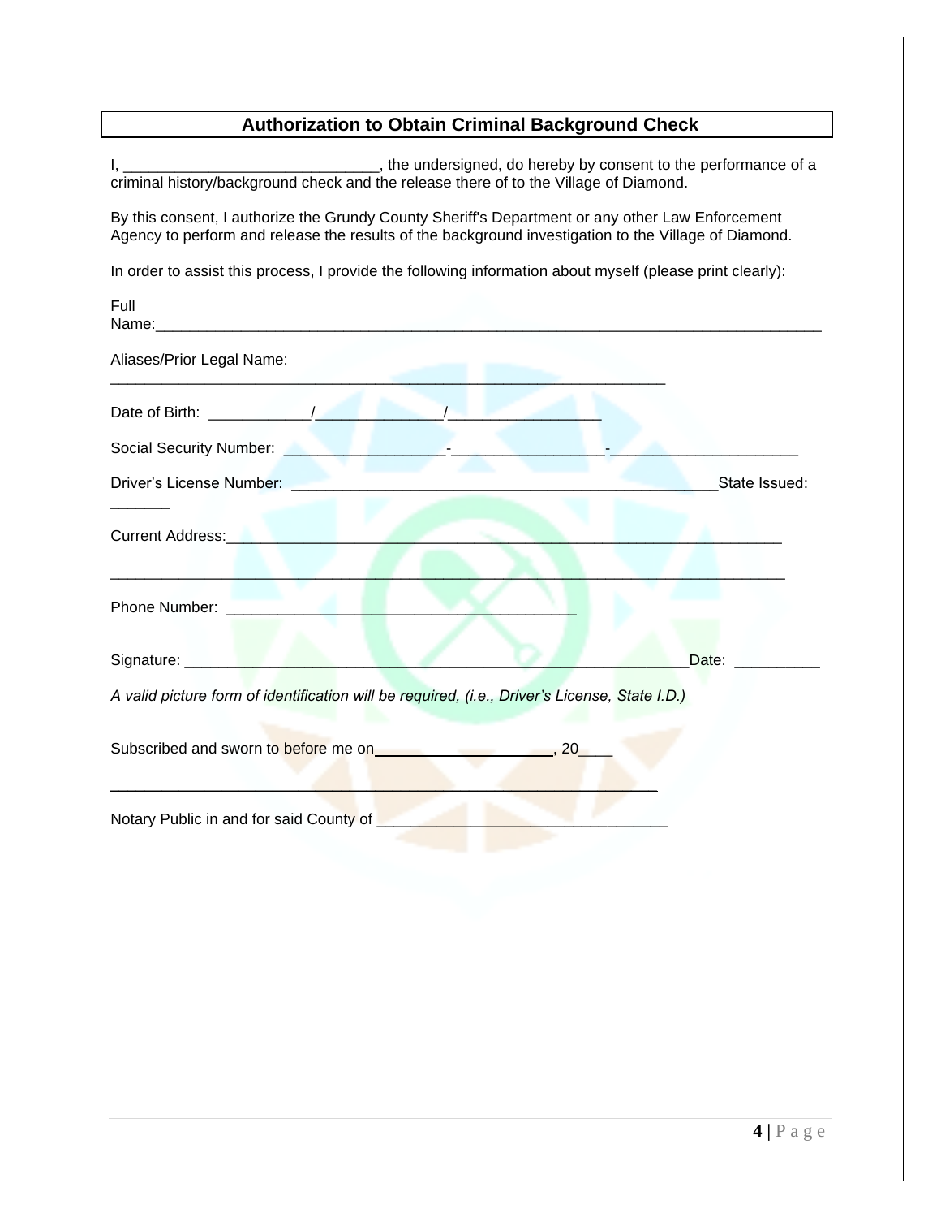## Authorization to Obtain Criminal Background Check

I, ______________________________, the undersigned, do hereby by consent to the performance of a criminal history/background check and the release there of to the Village of Diamond.

By this consent, I authorize the Grundy County Sheriff's Department or any other Law Enforcement Agency to perform and release the results of the background investigation to the Village of Diamond.

In order to assist this process, I provide the following information about myself (please print clearly):

Full Name:_______________________________________________________________________________

Aliases/Prior Legal Name: _______________________________________________________________

Date of Birth: ____________/_______________/_________________

Social Security Number: ___________________-_________________-_____________________

Driver's License Number: _________________________________________________State Issued: _______

Current Address:_________________________________________________________________

_____________________________________________________________________________

Phone Number: ________________________________________

Signature: _________________________________________________________Date: _________

*A valid picture form of identification will be required, (i.e., Driver's License, State I.D.)*

Subscribed and sworn to before me on____________________, 20____

_______________________________________________________________

Notary Public in and for said County of _________________________________